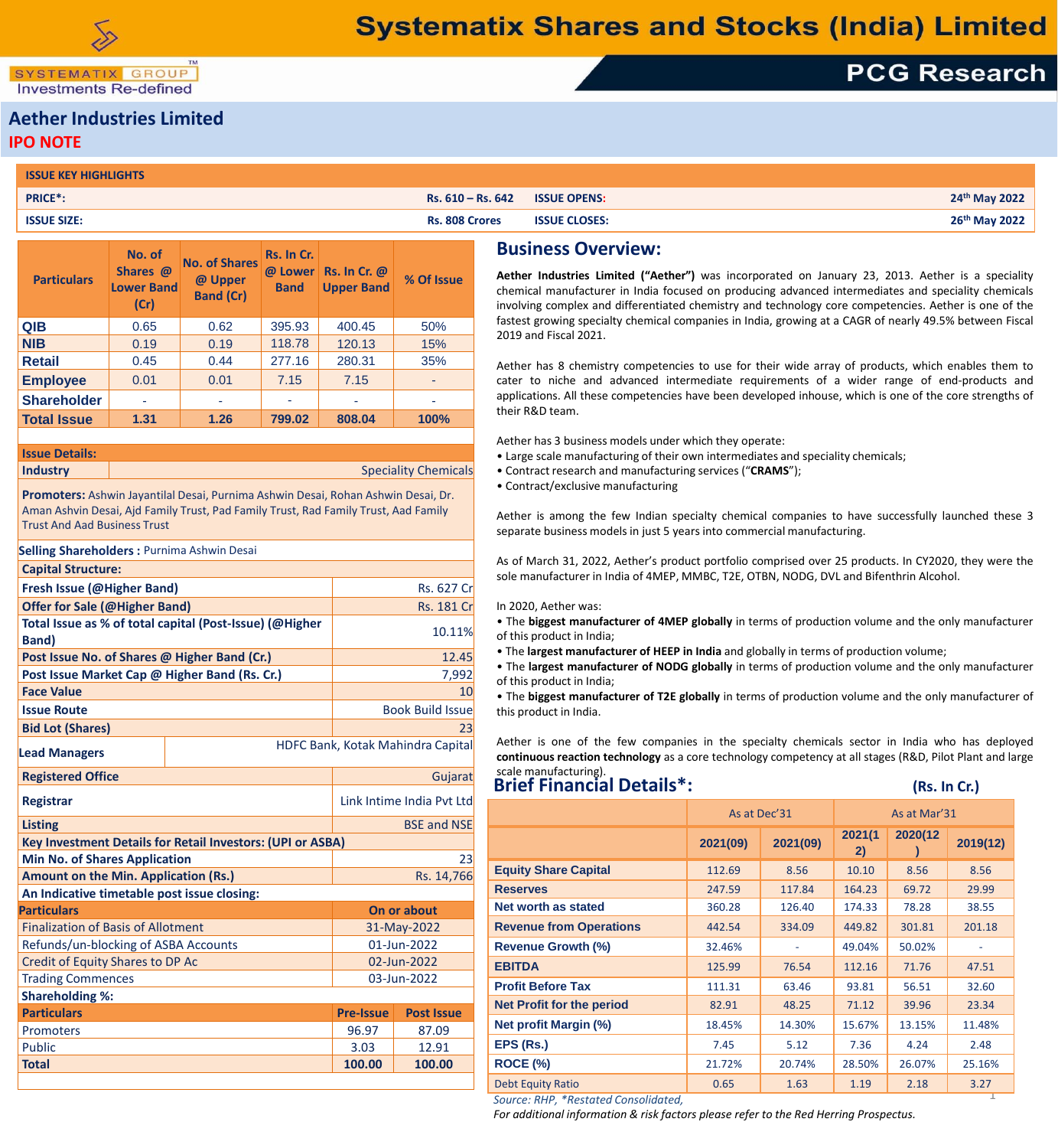# Aether Industries Limited

## IPO NOTE

| ISSUE KEY HIGHLIGHTS | | | |
|---|---|---|---|
| **PRICE*:** | **Rs. 610 – Rs. 642** | **ISSUE OPENS:** | **24th May 2022** |
| **ISSUE SIZE:** | **Rs. 808 Crores** | **ISSUE CLOSES:** | **26th May 2022** |

| Particulars | No. of Shares @ Lower Band (Cr) | No. of Shares @ Upper Band (Cr) | Rs. In Cr. @ Lower Band | Rs. In Cr. @ Upper Band | % Of Issue |
|---|---|---|---|---|---|
| QIB | 0.65 | 0.62 | 395.93 | 400.45 | 50% |
| NIB | 0.19 | 0.19 | 118.78 | 120.13 | 15% |
| Retail | 0.45 | 0.44 | 277.16 | 280.31 | 35% |
| Employee | 0.01 | 0.01 | 7.15 | 7.15 | - |
| Shareholder | - | - | - | - | - |
| **Total Issue** | **1.31** | **1.26** | **799.02** | **808.04** | **100%** |

**Issue Details:**

| | |
|---|---|
| **Industry** | Speciality Chemicals |

**Promoters:** Ashwin Jayantilal Desai, Purnima Ashwin Desai, Rohan Ashwin Desai, Dr. Aman Ashvin Desai, Ajd Family Trust, Pad Family Trust, Rad Family Trust, Aad Family Trust And Aad Business Trust

**Selling Shareholders :** Purnima Ashwin Desai

**Capital Structure:**

| | |
|---|---|
| **Fresh Issue (@Higher Band)** | Rs. 627 Cr |
| **Offer for Sale (@Higher Band)** | Rs. 181 Cr |
| **Total Issue as % of total capital (Post-Issue) (@Higher Band)** | 10.11% |
| **Post Issue No. of Shares @ Higher Band (Cr.)** | 12.45 |
| **Post Issue Market Cap @ Higher Band (Rs. Cr.)** | 7,992 |
| **Face Value** | 10 |
| **Issue Route** | Book Build Issue |
| **Bid Lot (Shares)** | 23 |
| **Lead Managers** | HDFC Bank, Kotak Mahindra Capital |
| **Registered Office** | Gujarat |
| **Registrar** | Link Intime India Pvt Ltd |
| **Listing** | BSE and NSE |

**Key Investment Details for Retail Investors: (UPI or ASBA)**

| | |
|---|---|
| **Min No. of Shares Application** | 23 |
| **Amount on the Min. Application (Rs.)** | Rs. 14,766 |

**An Indicative timetable post issue closing:**

| Particulars | On or about |
|---|---|
| Finalization of Basis of Allotment | 31-May-2022 |
| Refunds/un-blocking of ASBA Accounts | 01-Jun-2022 |
| Credit of Equity Shares to DP Ac | 02-Jun-2022 |
| Trading Commences | 03-Jun-2022 |

**Shareholding %:**

| Particulars | Pre-Issue | Post Issue |
|---|---|---|
| Promoters | 96.97 | 87.09 |
| Public | 3.03 | 12.91 |
| **Total** | **100.00** | **100.00** |

## Business Overview:

**Aether Industries Limited ("Aether")** was incorporated on January 23, 2013. Aether is a speciality chemical manufacturer in India focused on producing advanced intermediates and speciality chemicals involving complex and differentiated chemistry and technology core competencies. Aether is one of the fastest growing specialty chemical companies in India, growing at a CAGR of nearly 49.5% between Fiscal 2019 and Fiscal 2021.

Aether has 8 chemistry competencies to use for their wide array of products, which enables them to cater to niche and advanced intermediate requirements of a wider range of end-products and applications. All these competencies have been developed inhouse, which is one of the core strengths of their R&D team.

Aether has 3 business models under which they operate:

- Large scale manufacturing of their own intermediates and speciality chemicals;
- Contract research and manufacturing services ("**CRAMS**");
- Contract/exclusive manufacturing

Aether is among the few Indian specialty chemical companies to have successfully launched these 3 separate business models in just 5 years into commercial manufacturing.

As of March 31, 2022, Aether's product portfolio comprised over 25 products. In CY2020, they were the sole manufacturer in India of 4MEP, MMBC, T2E, OTBN, NODG, DVL and Bifenthrin Alcohol.

In 2020, Aether was:

- The **biggest manufacturer of 4MEP globally** in terms of production volume and the only manufacturer of this product in India;
- The **largest manufacturer of HEEP in India** and globally in terms of production volume;
- The **largest manufacturer of NODG globally** in terms of production volume and the only manufacturer of this product in India;
- The **biggest manufacturer of T2E globally** in terms of production volume and the only manufacturer of this product in India.

Aether is one of the few companies in the specialty chemicals sector in India who has deployed **continuous reaction technology** as a core technology competency at all stages (R&D, Pilot Plant and large scale manufacturing).

## Brief Financial Details*: (Rs. In Cr.)

| | As at Dec'31 | | As at Mar'31 | | |
|---|---|---|---|---|---|
| | 2021(09) | 2021(09) | 2021(12) | 2020(12) | 2019(12) |
| **Equity Share Capital** | 112.69 | 8.56 | 10.10 | 8.56 | 8.56 |
| **Reserves** | 247.59 | 117.84 | 164.23 | 69.72 | 29.99 |
| **Net worth as stated** | 360.28 | 126.40 | 174.33 | 78.28 | 38.55 |
| **Revenue from Operations** | 442.54 | 334.09 | 449.82 | 301.81 | 201.18 |
| **Revenue Growth (%)** | 32.46% | - | 49.04% | 50.02% | - |
| **EBITDA** | 125.99 | 76.54 | 112.16 | 71.76 | 47.51 |
| **Profit Before Tax** | 111.31 | 63.46 | 93.81 | 56.51 | 32.60 |
| **Net Profit for the period** | 82.91 | 48.25 | 71.12 | 39.96 | 23.34 |
| **Net profit Margin (%)** | 18.45% | 14.30% | 15.67% | 13.15% | 11.48% |
| **EPS (Rs.)** | 7.45 | 5.12 | 7.36 | 4.24 | 2.48 |
| **ROCE (%)** | 21.72% | 20.74% | 28.50% | 26.07% | 25.16% |
| Debt Equity Ratio | 0.65 | 1.63 | 1.19 | 2.18 | 3.27 |

*Source: RHP, *Restated Consolidated,*

*For additional information & risk factors please refer to the Red Herring Prospectus.*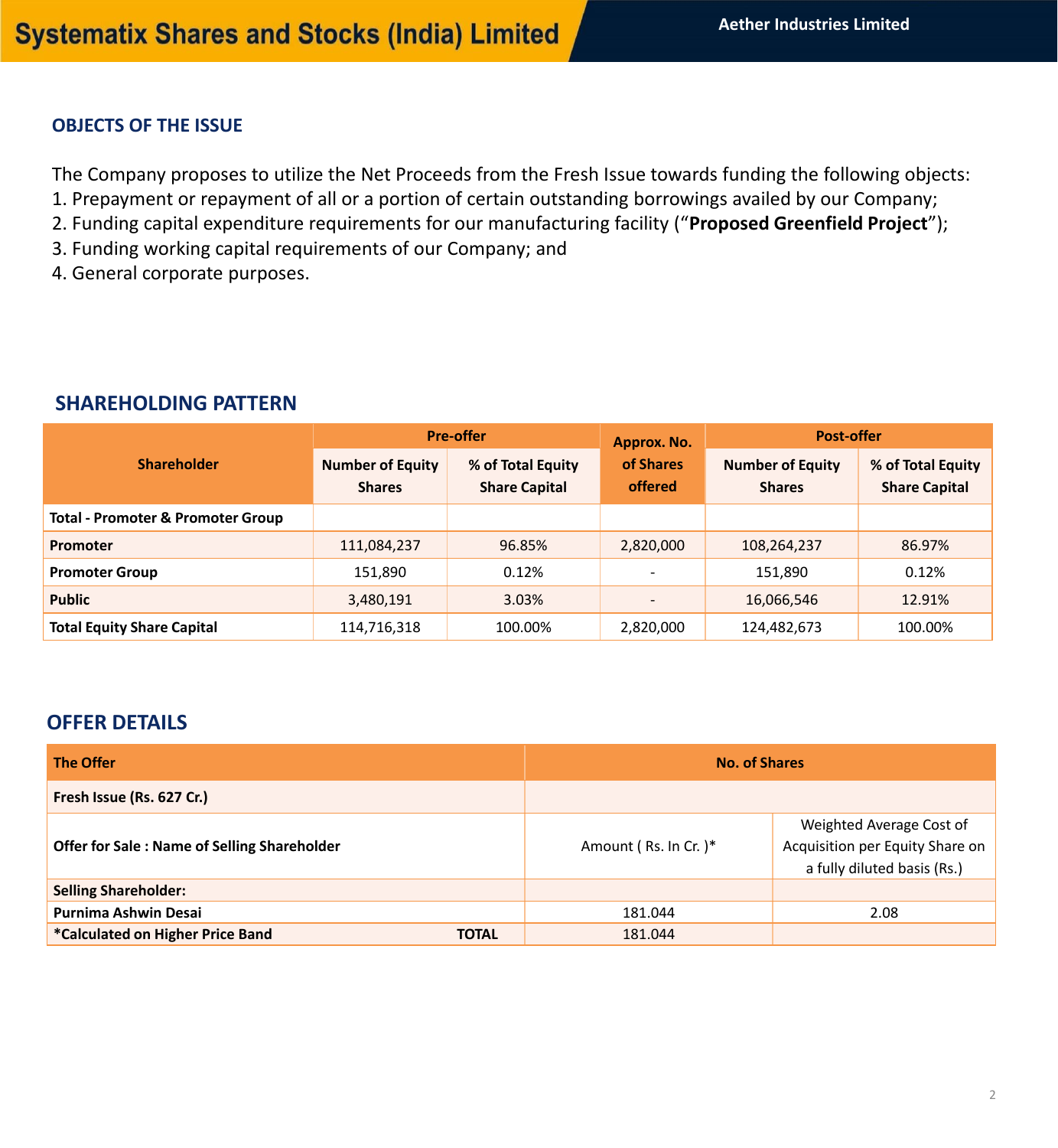## OBJECTS OF THE ISSUE

The Company proposes to utilize the Net Proceeds from the Fresh Issue towards funding the following objects:

1. Prepayment or repayment of all or a portion of certain outstanding borrowings availed by our Company;
2. Funding capital expenditure requirements for our manufacturing facility ("**Proposed Greenfield Project**");
3. Funding working capital requirements of our Company; and
4. General corporate purposes.

## SHAREHOLDING PATTERN

| Shareholder | Pre-offer | | Approx. No. of Shares offered | Post-offer | |
|---|---|---|---|---|---|
| | Number of Equity Shares | % of Total Equity Share Capital | | Number of Equity Shares | % of Total Equity Share Capital |
| **Total - Promoter & Promoter Group** | | | | | |
| **Promoter** | 111,084,237 | 96.85% | 2,820,000 | 108,264,237 | 86.97% |
| **Promoter Group** | 151,890 | 0.12% | - | 151,890 | 0.12% |
| **Public** | 3,480,191 | 3.03% | - | 16,066,546 | 12.91% |
| **Total Equity Share Capital** | 114,716,318 | 100.00% | 2,820,000 | 124,482,673 | 100.00% |

## OFFER DETAILS

| The Offer | No. of Shares | |
|---|---|---|
| **Fresh Issue (Rs. 627 Cr.)** | | |
| **Offer for Sale : Name of Selling Shareholder** | Amount ( Rs. In Cr. )* | Weighted Average Cost of Acquisition per Equity Share on a fully diluted basis (Rs.) |
| **Selling Shareholder:** | | |
| **Purnima Ashwin Desai** | 181.044 | 2.08 |
| ***Calculated on Higher Price Band** **TOTAL** | 181.044 | |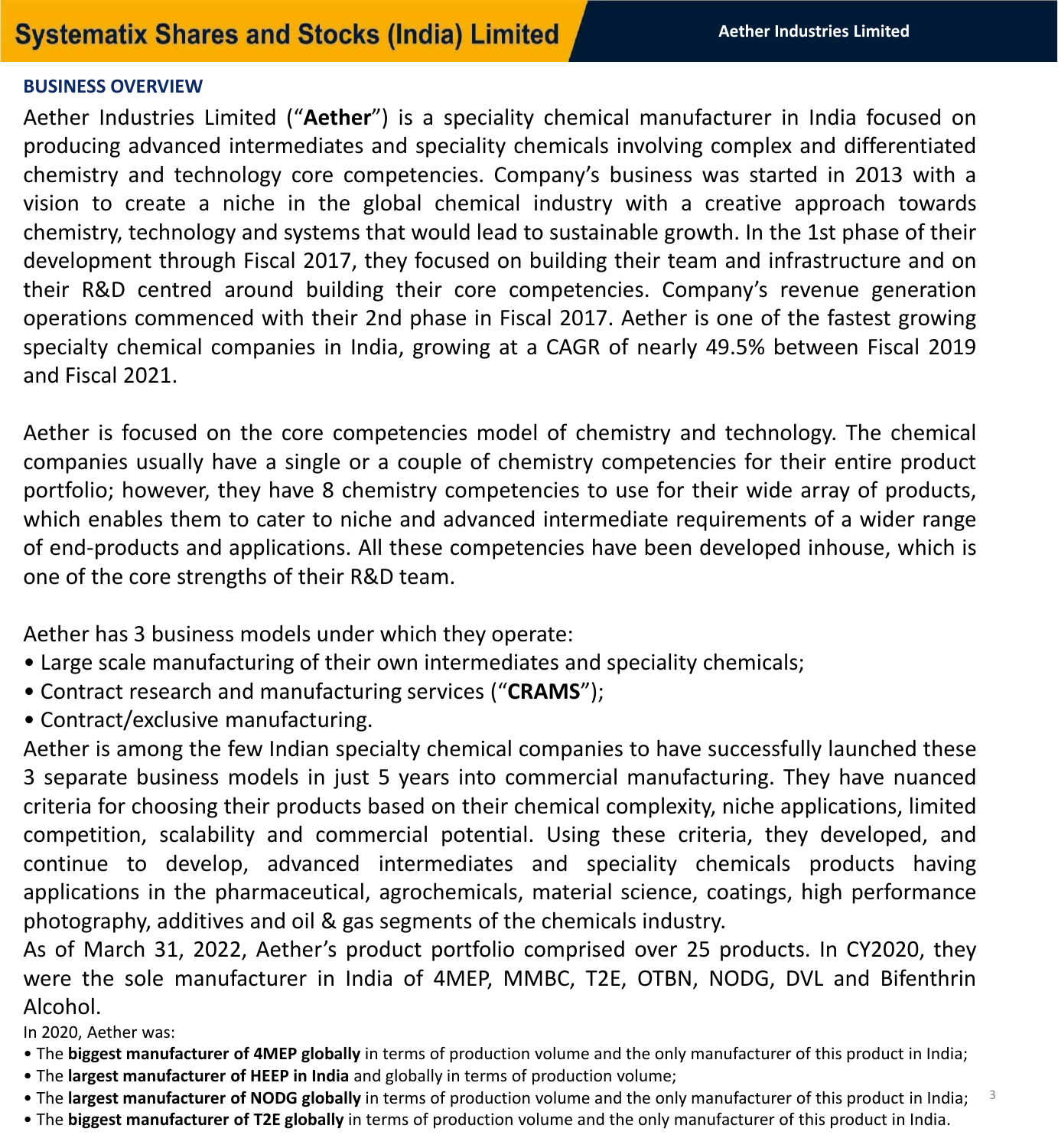## BUSINESS OVERVIEW

Aether Industries Limited ("**Aether**") is a speciality chemical manufacturer in India focused on producing advanced intermediates and speciality chemicals involving complex and differentiated chemistry and technology core competencies. Company's business was started in 2013 with a vision to create a niche in the global chemical industry with a creative approach towards chemistry, technology and systems that would lead to sustainable growth. In the 1st phase of their development through Fiscal 2017, they focused on building their team and infrastructure and on their R&D centred around building their core competencies. Company's revenue generation operations commenced with their 2nd phase in Fiscal 2017. Aether is one of the fastest growing specialty chemical companies in India, growing at a CAGR of nearly 49.5% between Fiscal 2019 and Fiscal 2021.

Aether is focused on the core competencies model of chemistry and technology. The chemical companies usually have a single or a couple of chemistry competencies for their entire product portfolio; however, they have 8 chemistry competencies to use for their wide array of products, which enables them to cater to niche and advanced intermediate requirements of a wider range of end-products and applications. All these competencies have been developed inhouse, which is one of the core strengths of their R&D team.

Aether has 3 business models under which they operate:

- Large scale manufacturing of their own intermediates and speciality chemicals;
- Contract research and manufacturing services ("**CRAMS**");
- Contract/exclusive manufacturing.

Aether is among the few Indian specialty chemical companies to have successfully launched these 3 separate business models in just 5 years into commercial manufacturing. They have nuanced criteria for choosing their products based on their chemical complexity, niche applications, limited competition, scalability and commercial potential. Using these criteria, they developed, and continue to develop, advanced intermediates and speciality chemicals products having applications in the pharmaceutical, agrochemicals, material science, coatings, high performance photography, additives and oil & gas segments of the chemicals industry.

As of March 31, 2022, Aether's product portfolio comprised over 25 products. In CY2020, they were the sole manufacturer in India of 4MEP, MMBC, T2E, OTBN, NODG, DVL and Bifenthrin Alcohol.

In 2020, Aether was:

- The **biggest manufacturer of 4MEP globally** in terms of production volume and the only manufacturer of this product in India;
- The **largest manufacturer of HEEP in India** and globally in terms of production volume;
- The **largest manufacturer of NODG globally** in terms of production volume and the only manufacturer of this product in India;
- The **biggest manufacturer of T2E globally** in terms of production volume and the only manufacturer of this product in India.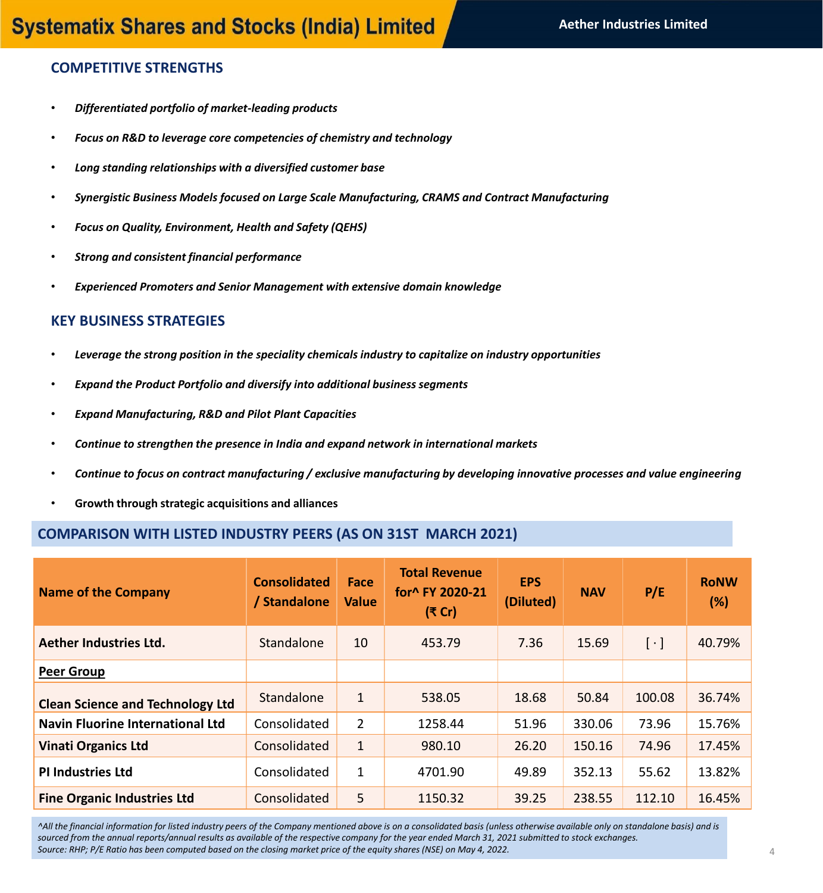## COMPETITIVE STRENGTHS

- ***Differentiated portfolio of market-leading products***
- ***Focus on R&D to leverage core competencies of chemistry and technology***
- ***Long standing relationships with a diversified customer base***
- ***Synergistic Business Models focused on Large Scale Manufacturing, CRAMS and Contract Manufacturing***
- ***Focus on Quality, Environment, Health and Safety (QEHS)***
- ***Strong and consistent financial performance***
- ***Experienced Promoters and Senior Management with extensive domain knowledge***

## KEY BUSINESS STRATEGIES

- ***Leverage the strong position in the speciality chemicals industry to capitalize on industry opportunities***
- ***Expand the Product Portfolio and diversify into additional business segments***
- ***Expand Manufacturing, R&D and Pilot Plant Capacities***
- ***Continue to strengthen the presence in India and expand network in international markets***
- ***Continue to focus on contract manufacturing / exclusive manufacturing by developing innovative processes and value engineering***
- **Growth through strategic acquisitions and alliances**

## COMPARISON WITH LISTED INDUSTRY PEERS (AS ON 31ST MARCH 2021)

| Name of the Company | Consolidated / Standalone | Face Value | Total Revenue for^ FY 2020-21 (₹ Cr) | EPS (Diluted) | NAV | P/E | RoNW (%) |
|---|---|---|---|---|---|---|---|
| **Aether Industries Ltd.** | Standalone | 10 | 453.79 | 7.36 | 15.69 | [ · ] | 40.79% |
| **Peer Group** | | | | | | | |
| **Clean Science and Technology Ltd** | Standalone | 1 | 538.05 | 18.68 | 50.84 | 100.08 | 36.74% |
| **Navin Fluorine International Ltd** | Consolidated | 2 | 1258.44 | 51.96 | 330.06 | 73.96 | 15.76% |
| **Vinati Organics Ltd** | Consolidated | 1 | 980.10 | 26.20 | 150.16 | 74.96 | 17.45% |
| **PI Industries Ltd** | Consolidated | 1 | 4701.90 | 49.89 | 352.13 | 55.62 | 13.82% |
| **Fine Organic Industries Ltd** | Consolidated | 5 | 1150.32 | 39.25 | 238.55 | 112.10 | 16.45% |

*^All the financial information for listed industry peers of the Company mentioned above is on a consolidated basis (unless otherwise available only on standalone basis) and is sourced from the annual reports/annual results as available of the respective company for the year ended March 31, 2021 submitted to stock exchanges.*
*Source: RHP; P/E Ratio has been computed based on the closing market price of the equity shares (NSE) on May 4, 2022.*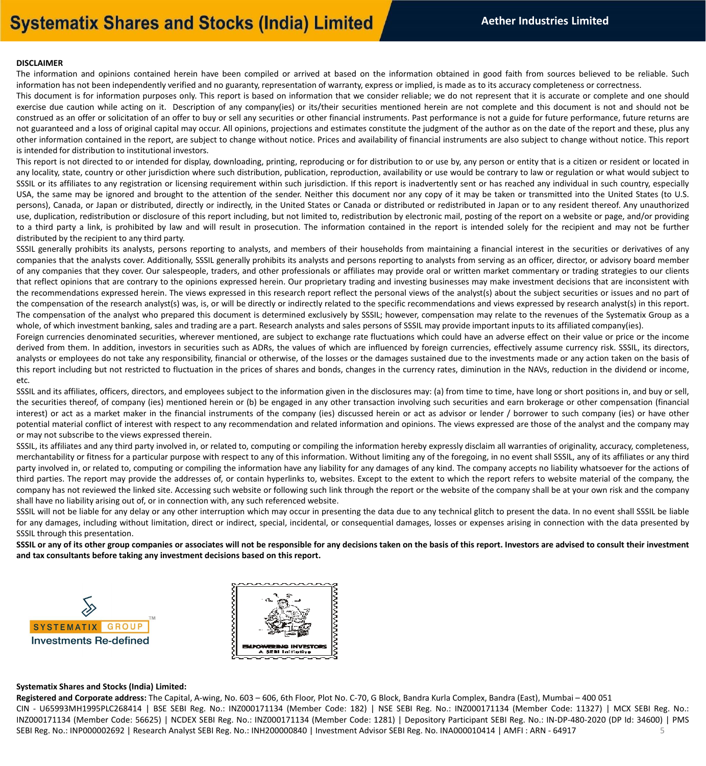**DISCLAIMER**

The information and opinions contained herein have been compiled or arrived at based on the information obtained in good faith from sources believed to be reliable. Such information has not been independently verified and no guaranty, representation of warranty, express or implied, is made as to its accuracy completeness or correctness.

This document is for information purposes only. This report is based on information that we consider reliable; we do not represent that it is accurate or complete and one should exercise due caution while acting on it. Description of any company(ies) or its/their securities mentioned herein are not complete and this document is not and should not be construed as an offer or solicitation of an offer to buy or sell any securities or other financial instruments. Past performance is not a guide for future performance, future returns are not guaranteed and a loss of original capital may occur. All opinions, projections and estimates constitute the judgment of the author as on the date of the report and these, plus any other information contained in the report, are subject to change without notice. Prices and availability of financial instruments are also subject to change without notice. This report is intended for distribution to institutional investors.

This report is not directed to or intended for display, downloading, printing, reproducing or for distribution to or use by, any person or entity that is a citizen or resident or located in any locality, state, country or other jurisdiction where such distribution, publication, reproduction, availability or use would be contrary to law or regulation or what would subject to SSSIL or its affiliates to any registration or licensing requirement within such jurisdiction. If this report is inadvertently sent or has reached any individual in such country, especially USA, the same may be ignored and brought to the attention of the sender. Neither this document nor any copy of it may be taken or transmitted into the United States (to U.S. persons), Canada, or Japan or distributed, directly or indirectly, in the United States or Canada or distributed or redistributed in Japan or to any resident thereof. Any unauthorized use, duplication, redistribution or disclosure of this report including, but not limited to, redistribution by electronic mail, posting of the report on a website or page, and/or providing to a third party a link, is prohibited by law and will result in prosecution. The information contained in the report is intended solely for the recipient and may not be further distributed by the recipient to any third party.

SSSIL generally prohibits its analysts, persons reporting to analysts, and members of their households from maintaining a financial interest in the securities or derivatives of any companies that the analysts cover. Additionally, SSSIL generally prohibits its analysts and persons reporting to analysts from serving as an officer, director, or advisory board member of any companies that they cover. Our salespeople, traders, and other professionals or affiliates may provide oral or written market commentary or trading strategies to our clients that reflect opinions that are contrary to the opinions expressed herein. Our proprietary trading and investing businesses may make investment decisions that are inconsistent with the recommendations expressed herein. The views expressed in this research report reflect the personal views of the analyst(s) about the subject securities or issues and no part of the compensation of the research analyst(s) was, is, or will be directly or indirectly related to the specific recommendations and views expressed by research analyst(s) in this report. The compensation of the analyst who prepared this document is determined exclusively by SSSIL; however, compensation may relate to the revenues of the Systematix Group as a whole, of which investment banking, sales and trading are a part. Research analysts and sales persons of SSSIL may provide important inputs to its affiliated company(ies).

Foreign currencies denominated securities, wherever mentioned, are subject to exchange rate fluctuations which could have an adverse effect on their value or price or the income derived from them. In addition, investors in securities such as ADRs, the values of which are influenced by foreign currencies, effectively assume currency risk. SSSIL, its directors, analysts or employees do not take any responsibility, financial or otherwise, of the losses or the damages sustained due to the investments made or any action taken on the basis of this report including but not restricted to fluctuation in the prices of shares and bonds, changes in the currency rates, diminution in the NAVs, reduction in the dividend or income, etc.

SSSIL and its affiliates, officers, directors, and employees subject to the information given in the disclosures may: (a) from time to time, have long or short positions in, and buy or sell, the securities thereof, of company (ies) mentioned herein or (b) be engaged in any other transaction involving such securities and earn brokerage or other compensation (financial interest) or act as a market maker in the financial instruments of the company (ies) discussed herein or act as advisor or lender / borrower to such company (ies) or have other potential material conflict of interest with respect to any recommendation and related information and opinions. The views expressed are those of the analyst and the company may or may not subscribe to the views expressed therein.

SSSIL, its affiliates and any third party involved in, or related to, computing or compiling the information hereby expressly disclaim all warranties of originality, accuracy, completeness, merchantability or fitness for a particular purpose with respect to any of this information. Without limiting any of the foregoing, in no event shall SSSIL, any of its affiliates or any third party involved in, or related to, computing or compiling the information have any liability for any damages of any kind. The company accepts no liability whatsoever for the actions of third parties. The report may provide the addresses of, or contain hyperlinks to, websites. Except to the extent to which the report refers to website material of the company, the company has not reviewed the linked site. Accessing such website or following such link through the report or the website of the company shall be at your own risk and the company shall have no liability arising out of, or in connection with, any such referenced website.

SSSIL will not be liable for any delay or any other interruption which may occur in presenting the data due to any technical glitch to present the data. In no event shall SSSIL be liable for any damages, including without limitation, direct or indirect, special, incidental, or consequential damages, losses or expenses arising in connection with the data presented by SSSIL through this presentation.

**SSSIL or any of its other group companies or associates will not be responsible for any decisions taken on the basis of this report. Investors are advised to consult their investment and tax consultants before taking any investment decisions based on this report.**

SYSTEMATIX GROUP
Investments Re-defined

EMPOWERING INVESTORS
A SEBI Initiative

**Systematix Shares and Stocks (India) Limited:**

**Registered and Corporate address:** The Capital, A-wing, No. 603 – 606, 6th Floor, Plot No. C-70, G Block, Bandra Kurla Complex, Bandra (East), Mumbai – 400 051

CIN - U65993MH1995PLC268414 | BSE SEBI Reg. No.: INZ000171134 (Member Code: 182) | NSE SEBI Reg. No.: INZ000171134 (Member Code: 11327) | MCX SEBI Reg. No.: INZ000171134 (Member Code: 56625) | NCDEX SEBI Reg. No.: INZ000171134 (Member Code: 1281) | Depository Participant SEBI Reg. No.: IN-DP-480-2020 (DP Id: 34600) | PMS SEBI Reg. No.: INP000002692 | Research Analyst SEBI Reg. No.: INH200000840 | Investment Advisor SEBI Reg. No. INA000010414 | AMFI : ARN - 64917